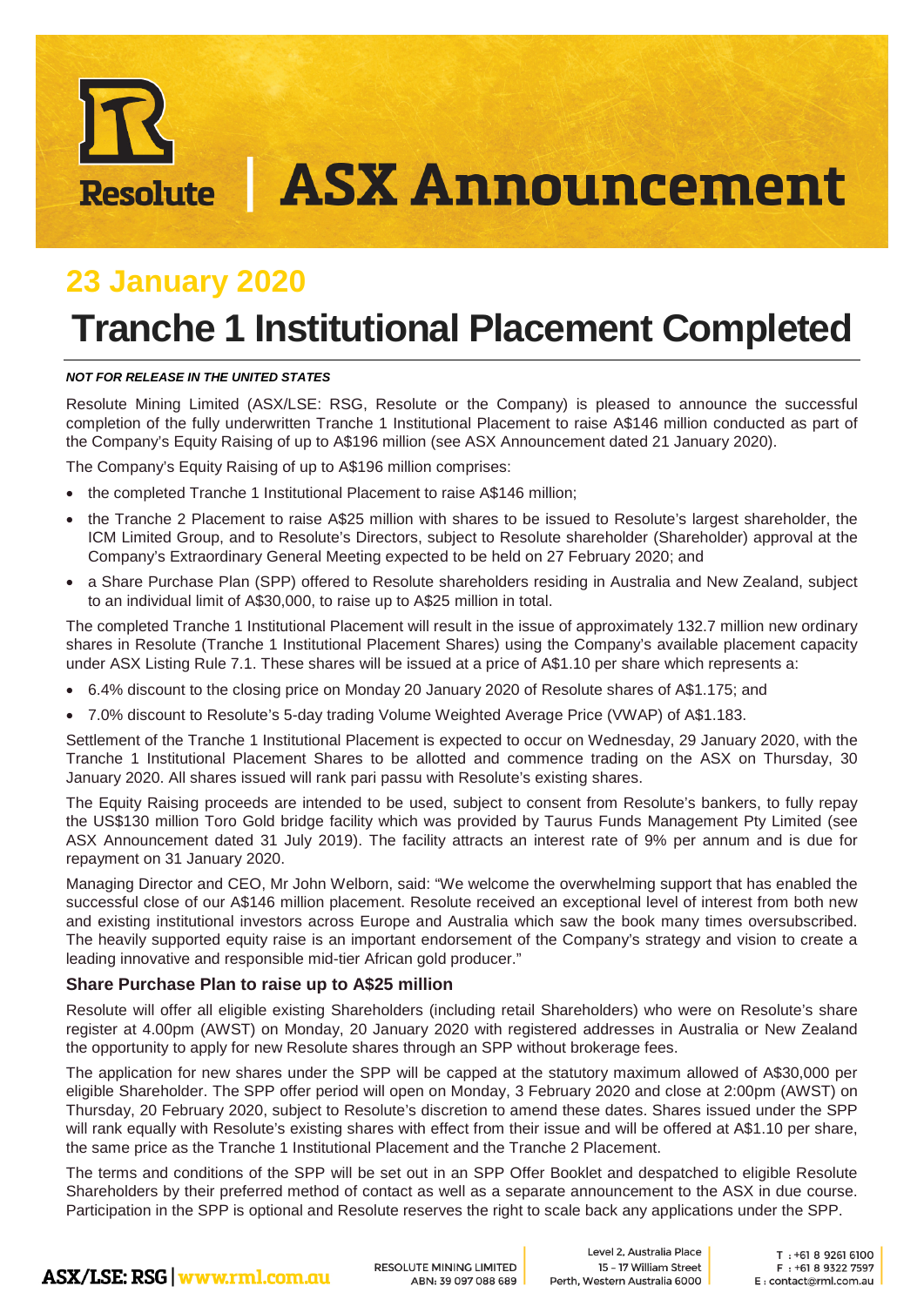# ASX Announcement

## 23 January 2020

# Tranche 1 Institutional Placement Completed

***NOT FOR RELEASE IN THE UNITED STATES***

Resolute Mining Limited (ASX/LSE: RSG, Resolute or the Company) is pleased to announce the successful completion of the fully underwritten Tranche 1 Institutional Placement to raise A$146 million conducted as part of the Company's Equity Raising of up to A$196 million (see ASX Announcement dated 21 January 2020).

The Company's Equity Raising of up to A$196 million comprises:

- the completed Tranche 1 Institutional Placement to raise A$146 million;
- the Tranche 2 Placement to raise A$25 million with shares to be issued to Resolute's largest shareholder, the ICM Limited Group, and to Resolute's Directors, subject to Resolute shareholder (Shareholder) approval at the Company's Extraordinary General Meeting expected to be held on 27 February 2020; and
- a Share Purchase Plan (SPP) offered to Resolute shareholders residing in Australia and New Zealand, subject to an individual limit of A$30,000, to raise up to A$25 million in total.

The completed Tranche 1 Institutional Placement will result in the issue of approximately 132.7 million new ordinary shares in Resolute (Tranche 1 Institutional Placement Shares) using the Company's available placement capacity under ASX Listing Rule 7.1. These shares will be issued at a price of A$1.10 per share which represents a:

- 6.4% discount to the closing price on Monday 20 January 2020 of Resolute shares of A$1.175; and
- 7.0% discount to Resolute's 5-day trading Volume Weighted Average Price (VWAP) of A$1.183.

Settlement of the Tranche 1 Institutional Placement is expected to occur on Wednesday, 29 January 2020, with the Tranche 1 Institutional Placement Shares to be allotted and commence trading on the ASX on Thursday, 30 January 2020. All shares issued will rank pari passu with Resolute's existing shares.

The Equity Raising proceeds are intended to be used, subject to consent from Resolute's bankers, to fully repay the US$130 million Toro Gold bridge facility which was provided by Taurus Funds Management Pty Limited (see ASX Announcement dated 31 July 2019). The facility attracts an interest rate of 9% per annum and is due for repayment on 31 January 2020.

Managing Director and CEO, Mr John Welborn, said: "We welcome the overwhelming support that has enabled the successful close of our A$146 million placement. Resolute received an exceptional level of interest from both new and existing institutional investors across Europe and Australia which saw the book many times oversubscribed. The heavily supported equity raise is an important endorsement of the Company's strategy and vision to create a leading innovative and responsible mid-tier African gold producer."

### Share Purchase Plan to raise up to A$25 million

Resolute will offer all eligible existing Shareholders (including retail Shareholders) who were on Resolute's share register at 4.00pm (AWST) on Monday, 20 January 2020 with registered addresses in Australia or New Zealand the opportunity to apply for new Resolute shares through an SPP without brokerage fees.

The application for new shares under the SPP will be capped at the statutory maximum allowed of A$30,000 per eligible Shareholder. The SPP offer period will open on Monday, 3 February 2020 and close at 2:00pm (AWST) on Thursday, 20 February 2020, subject to Resolute's discretion to amend these dates. Shares issued under the SPP will rank equally with Resolute's existing shares with effect from their issue and will be offered at A$1.10 per share, the same price as the Tranche 1 Institutional Placement and the Tranche 2 Placement.

The terms and conditions of the SPP will be set out in an SPP Offer Booklet and despatched to eligible Resolute Shareholders by their preferred method of contact as well as a separate announcement to the ASX in due course. Participation in the SPP is optional and Resolute reserves the right to scale back any applications under the SPP.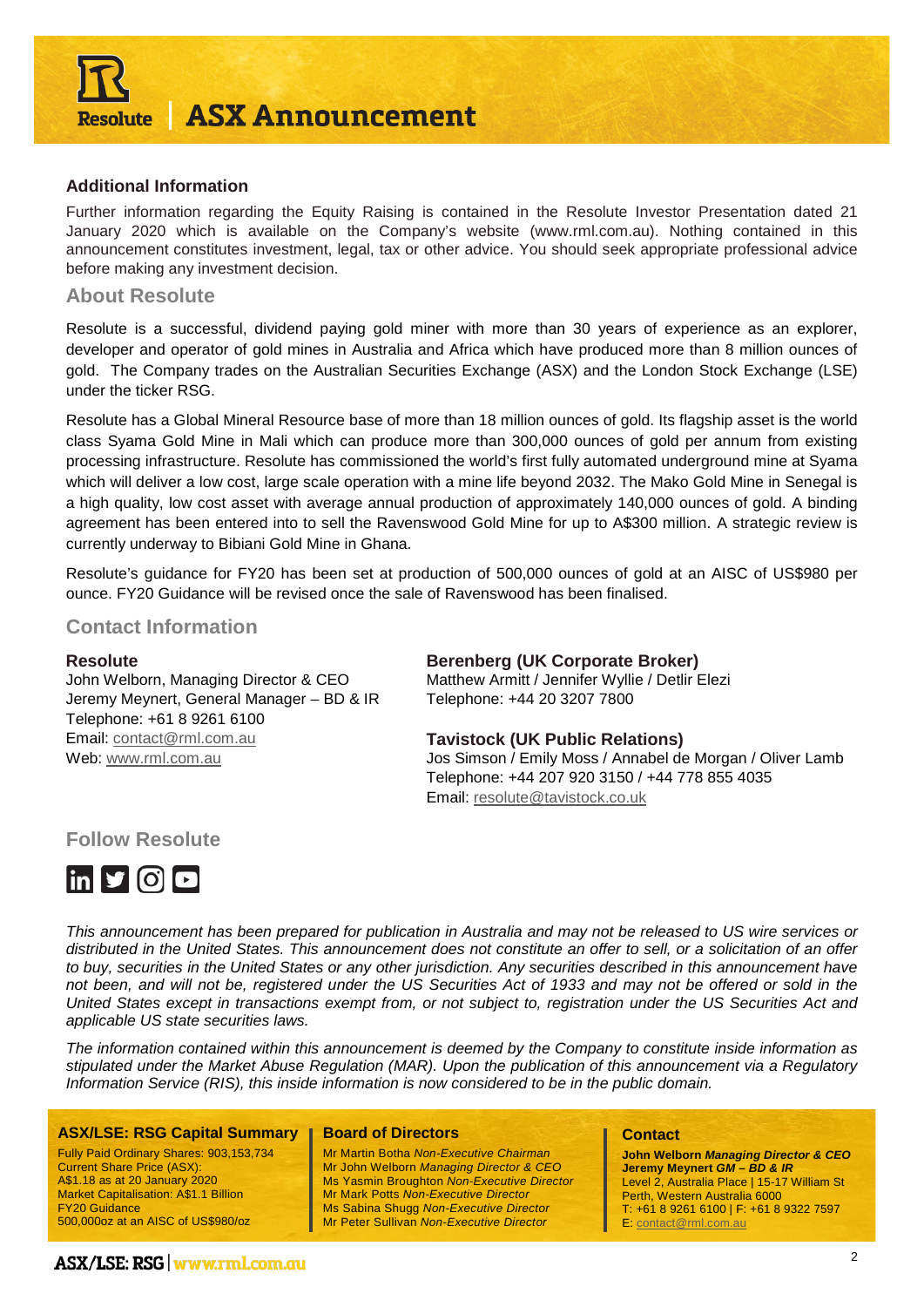## Additional Information

Further information regarding the Equity Raising is contained in the Resolute Investor Presentation dated 21 January 2020 which is available on the Company's website (www.rml.com.au). Nothing contained in this announcement constitutes investment, legal, tax or other advice. You should seek appropriate professional advice before making any investment decision.

## About Resolute

Resolute is a successful, dividend paying gold miner with more than 30 years of experience as an explorer, developer and operator of gold mines in Australia and Africa which have produced more than 8 million ounces of gold. The Company trades on the Australian Securities Exchange (ASX) and the London Stock Exchange (LSE) under the ticker RSG.

Resolute has a Global Mineral Resource base of more than 18 million ounces of gold. Its flagship asset is the world class Syama Gold Mine in Mali which can produce more than 300,000 ounces of gold per annum from existing processing infrastructure. Resolute has commissioned the world's first fully automated underground mine at Syama which will deliver a low cost, large scale operation with a mine life beyond 2032. The Mako Gold Mine in Senegal is a high quality, low cost asset with average annual production of approximately 140,000 ounces of gold. A binding agreement has been entered into to sell the Ravenswood Gold Mine for up to A$300 million. A strategic review is currently underway to Bibiani Gold Mine in Ghana.

Resolute's guidance for FY20 has been set at production of 500,000 ounces of gold at an AISC of US$980 per ounce. FY20 Guidance will be revised once the sale of Ravenswood has been finalised.

## Contact Information

**Resolute**
John Welborn, Managing Director & CEO
Jeremy Meynert, General Manager – BD & IR
Telephone: +61 8 9261 6100
Email: contact@rml.com.au
Web: www.rml.com.au

**Berenberg (UK Corporate Broker)**
Matthew Armitt / Jennifer Wyllie / Detlir Elezi
Telephone: +44 20 3207 7800

**Tavistock (UK Public Relations)**
Jos Simson / Emily Moss / Annabel de Morgan / Oliver Lamb
Telephone: +44 207 920 3150 / +44 778 855 4035
Email: resolute@tavistock.co.uk

## Follow Resolute

*This announcement has been prepared for publication in Australia and may not be released to US wire services or distributed in the United States. This announcement does not constitute an offer to sell, or a solicitation of an offer to buy, securities in the United States or any other jurisdiction. Any securities described in this announcement have not been, and will not be, registered under the US Securities Act of 1933 and may not be offered or sold in the United States except in transactions exempt from, or not subject to, registration under the US Securities Act and applicable US state securities laws.*

*The information contained within this announcement is deemed by the Company to constitute inside information as stipulated under the Market Abuse Regulation (MAR). Upon the publication of this announcement via a Regulatory Information Service (RIS), this inside information is now considered to be in the public domain.*

**ASX/LSE: RSG Capital Summary**
Fully Paid Ordinary Shares: 903,153,734
Current Share Price (ASX):
A$1.18 as at 20 January 2020
Market Capitalisation: A$1.1 Billion
FY20 Guidance
500,000oz at an AISC of US$980/oz

**Board of Directors**
Mr Martin Botha *Non-Executive Chairman*
Mr John Welborn *Managing Director & CEO*
Ms Yasmin Broughton *Non-Executive Director*
Mr Mark Potts *Non-Executive Director*
Ms Sabina Shugg *Non-Executive Director*
Mr Peter Sullivan *Non-Executive Director*

**Contact**
**John Welborn *Managing Director & CEO***
**Jeremy Meynert *GM – BD & IR***
Level 2, Australia Place | 15-17 William St
Perth, Western Australia 6000
T: +61 8 9261 6100 | F: +61 8 9322 7597
E: contact@rml.com.au